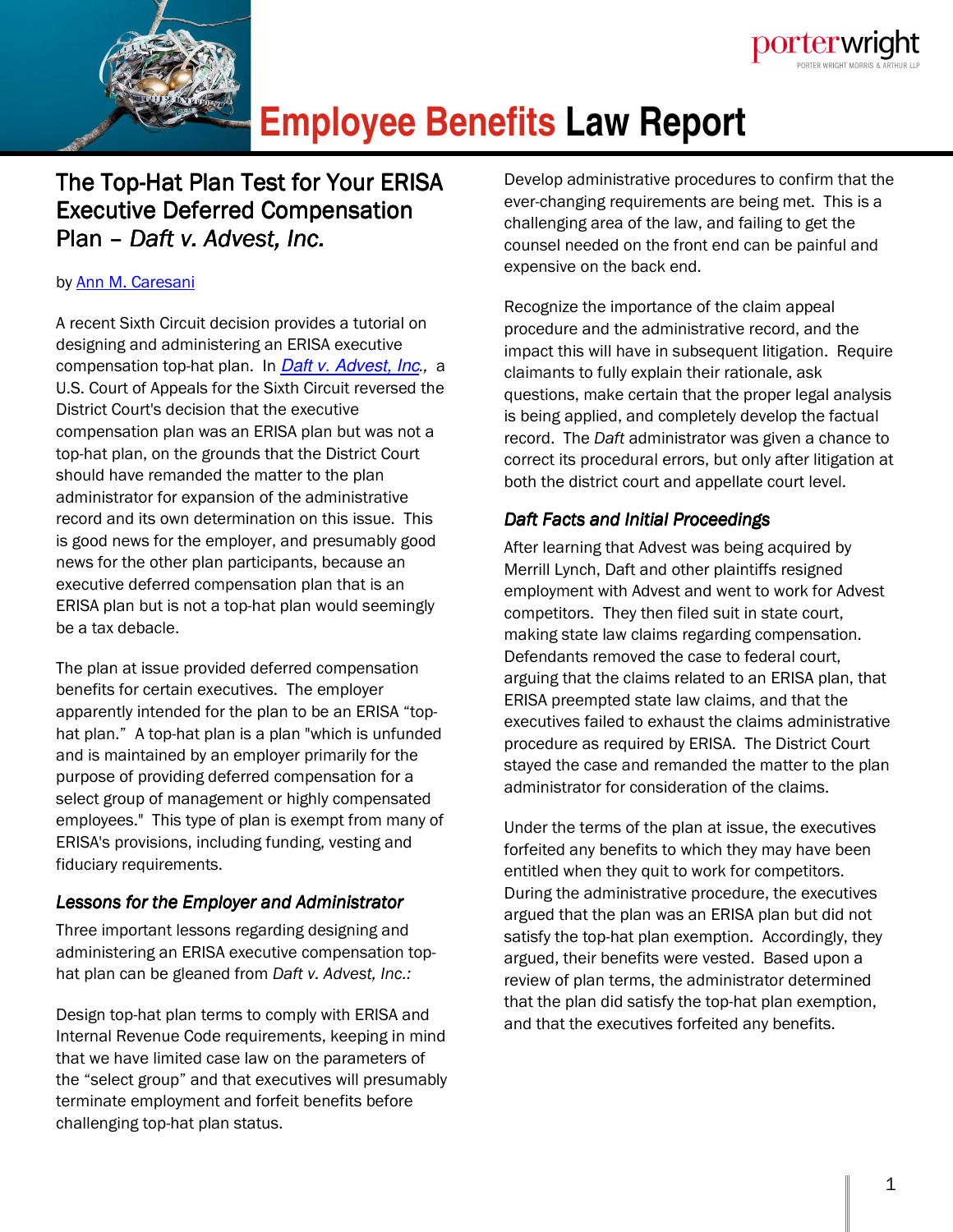# Employee Benefits Law Report

## The Top-Hat Plan Test for Your ERISA Executive Deferred Compensation Plan – *Daft v. Advest, Inc.*

by Ann M. Caresani

A recent Sixth Circuit decision provides a tutorial on designing and administering an ERISA executive compensation top-hat plan. In *Daft v. Advest, Inc.*, a U.S. Court of Appeals for the Sixth Circuit reversed the District Court's decision that the executive compensation plan was an ERISA plan but was not a top-hat plan, on the grounds that the District Court should have remanded the matter to the plan administrator for expansion of the administrative record and its own determination on this issue. This is good news for the employer, and presumably good news for the other plan participants, because an executive deferred compensation plan that is an ERISA plan but is not a top-hat plan would seemingly be a tax debacle.

The plan at issue provided deferred compensation benefits for certain executives. The employer apparently intended for the plan to be an ERISA "top-hat plan." A top-hat plan is a plan "which is unfunded and is maintained by an employer primarily for the purpose of providing deferred compensation for a select group of management or highly compensated employees." This type of plan is exempt from many of ERISA's provisions, including funding, vesting and fiduciary requirements.

### *Lessons for the Employer and Administrator*

Three important lessons regarding designing and administering an ERISA executive compensation top-hat plan can be gleaned from *Daft v. Advest, Inc.:*

Design top-hat plan terms to comply with ERISA and Internal Revenue Code requirements, keeping in mind that we have limited case law on the parameters of the "select group" and that executives will presumably terminate employment and forfeit benefits before challenging top-hat plan status.

Develop administrative procedures to confirm that the ever-changing requirements are being met. This is a challenging area of the law, and failing to get the counsel needed on the front end can be painful and expensive on the back end.

Recognize the importance of the claim appeal procedure and the administrative record, and the impact this will have in subsequent litigation. Require claimants to fully explain their rationale, ask questions, make certain that the proper legal analysis is being applied, and completely develop the factual record. The *Daft* administrator was given a chance to correct its procedural errors, but only after litigation at both the district court and appellate court level.

### *Daft Facts and Initial Proceedings*

After learning that Advest was being acquired by Merrill Lynch, Daft and other plaintiffs resigned employment with Advest and went to work for Advest competitors. They then filed suit in state court, making state law claims regarding compensation. Defendants removed the case to federal court, arguing that the claims related to an ERISA plan, that ERISA preempted state law claims, and that the executives failed to exhaust the claims administrative procedure as required by ERISA. The District Court stayed the case and remanded the matter to the plan administrator for consideration of the claims.

Under the terms of the plan at issue, the executives forfeited any benefits to which they may have been entitled when they quit to work for competitors. During the administrative procedure, the executives argued that the plan was an ERISA plan but did not satisfy the top-hat plan exemption. Accordingly, they argued, their benefits were vested. Based upon a review of plan terms, the administrator determined that the plan did satisfy the top-hat plan exemption, and that the executives forfeited any benefits.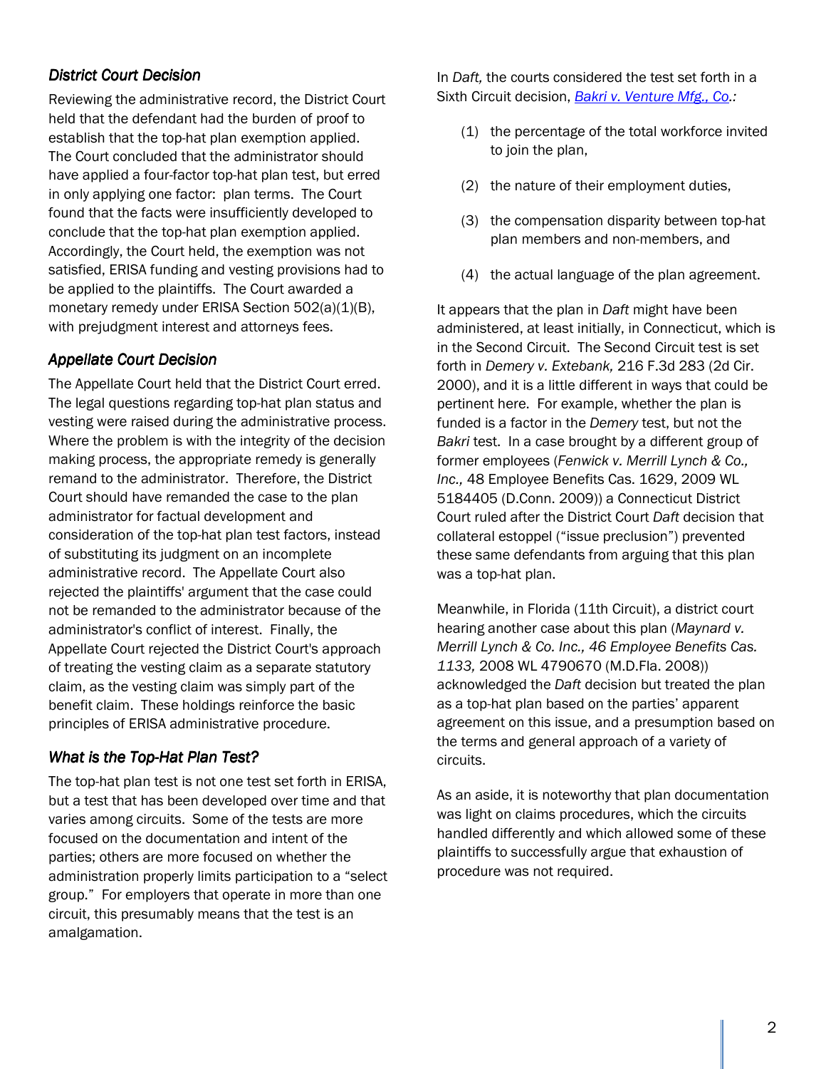### *District Court Decision*

Reviewing the administrative record, the District Court held that the defendant had the burden of proof to establish that the top-hat plan exemption applied. The Court concluded that the administrator should have applied a four-factor top-hat plan test, but erred in only applying one factor: plan terms. The Court found that the facts were insufficiently developed to conclude that the top-hat plan exemption applied. Accordingly, the Court held, the exemption was not satisfied, ERISA funding and vesting provisions had to be applied to the plaintiffs. The Court awarded a monetary remedy under ERISA Section 502(a)(1)(B), with prejudgment interest and attorneys fees.

### *Appellate Court Decision*

The Appellate Court held that the District Court erred. The legal questions regarding top-hat plan status and vesting were raised during the administrative process. Where the problem is with the integrity of the decision making process, the appropriate remedy is generally remand to the administrator. Therefore, the District Court should have remanded the case to the plan administrator for factual development and consideration of the top-hat plan test factors, instead of substituting its judgment on an incomplete administrative record. The Appellate Court also rejected the plaintiffs' argument that the case could not be remanded to the administrator because of the administrator's conflict of interest. Finally, the Appellate Court rejected the District Court's approach of treating the vesting claim as a separate statutory claim, as the vesting claim was simply part of the benefit claim. These holdings reinforce the basic principles of ERISA administrative procedure.

### *What is the Top-Hat Plan Test?*

The top-hat plan test is not one test set forth in ERISA, but a test that has been developed over time and that varies among circuits. Some of the tests are more focused on the documentation and intent of the parties; others are more focused on whether the administration properly limits participation to a "select group." For employers that operate in more than one circuit, this presumably means that the test is an amalgamation.

In *Daft,* the courts considered the test set forth in a Sixth Circuit decision, [*Bakri v. Venture Mfg., Co*.](#):

1. the percentage of the total workforce invited to join the plan,
2. the nature of their employment duties,
3. the compensation disparity between top-hat plan members and non-members, and
4. the actual language of the plan agreement.

It appears that the plan in *Daft* might have been administered, at least initially, in Connecticut, which is in the Second Circuit. The Second Circuit test is set forth in *Demery v. Extebank,* 216 F.3d 283 (2d Cir. 2000), and it is a little different in ways that could be pertinent here. For example, whether the plan is funded is a factor in the *Demery* test, but not the *Bakri* test. In a case brought by a different group of former employees (*Fenwick v. Merrill Lynch & Co., Inc.,* 48 Employee Benefits Cas. 1629, 2009 WL 5184405 (D.Conn. 2009)) a Connecticut District Court ruled after the District Court *Daft* decision that collateral estoppel ("issue preclusion") prevented these same defendants from arguing that this plan was a top-hat plan.

Meanwhile, in Florida (11th Circuit), a district court hearing another case about this plan (*Maynard v. Merrill Lynch & Co. Inc., 46 Employee Benefits Cas. 1133,* 2008 WL 4790670 (M.D.Fla. 2008)) acknowledged the *Daft* decision but treated the plan as a top-hat plan based on the parties' apparent agreement on this issue, and a presumption based on the terms and general approach of a variety of circuits.

As an aside, it is noteworthy that plan documentation was light on claims procedures, which the circuits handled differently and which allowed some of these plaintiffs to successfully argue that exhaustion of procedure was not required.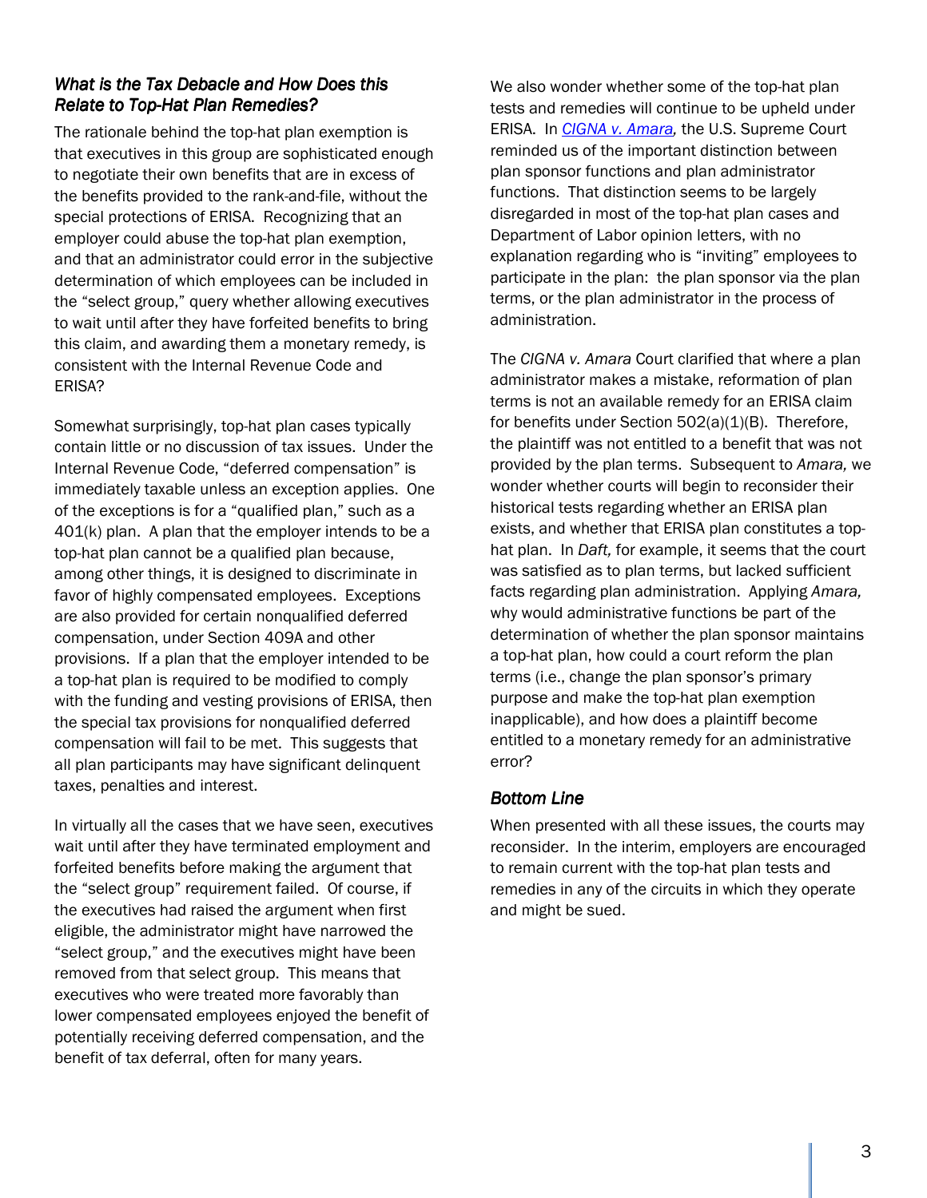### *What is the Tax Debacle and How Does this Relate to Top-Hat Plan Remedies?*

The rationale behind the top-hat plan exemption is that executives in this group are sophisticated enough to negotiate their own benefits that are in excess of the benefits provided to the rank-and-file, without the special protections of ERISA. Recognizing that an employer could abuse the top-hat plan exemption, and that an administrator could error in the subjective determination of which employees can be included in the "select group," query whether allowing executives to wait until after they have forfeited benefits to bring this claim, and awarding them a monetary remedy, is consistent with the Internal Revenue Code and ERISA?

Somewhat surprisingly, top-hat plan cases typically contain little or no discussion of tax issues. Under the Internal Revenue Code, "deferred compensation" is immediately taxable unless an exception applies. One of the exceptions is for a "qualified plan," such as a 401(k) plan. A plan that the employer intends to be a top-hat plan cannot be a qualified plan because, among other things, it is designed to discriminate in favor of highly compensated employees. Exceptions are also provided for certain nonqualified deferred compensation, under Section 409A and other provisions. If a plan that the employer intended to be a top-hat plan is required to be modified to comply with the funding and vesting provisions of ERISA, then the special tax provisions for nonqualified deferred compensation will fail to be met. This suggests that all plan participants may have significant delinquent taxes, penalties and interest.

In virtually all the cases that we have seen, executives wait until after they have terminated employment and forfeited benefits before making the argument that the "select group" requirement failed. Of course, if the executives had raised the argument when first eligible, the administrator might have narrowed the "select group," and the executives might have been removed from that select group. This means that executives who were treated more favorably than lower compensated employees enjoyed the benefit of potentially receiving deferred compensation, and the benefit of tax deferral, often for many years.

We also wonder whether some of the top-hat plan tests and remedies will continue to be upheld under ERISA. In *CIGNA v. Amara,* the U.S. Supreme Court reminded us of the important distinction between plan sponsor functions and plan administrator functions. That distinction seems to be largely disregarded in most of the top-hat plan cases and Department of Labor opinion letters, with no explanation regarding who is "inviting" employees to participate in the plan: the plan sponsor via the plan terms, or the plan administrator in the process of administration.

The *CIGNA v. Amara* Court clarified that where a plan administrator makes a mistake, reformation of plan terms is not an available remedy for an ERISA claim for benefits under Section 502(a)(1)(B). Therefore, the plaintiff was not entitled to a benefit that was not provided by the plan terms. Subsequent to *Amara,* we wonder whether courts will begin to reconsider their historical tests regarding whether an ERISA plan exists, and whether that ERISA plan constitutes a top-hat plan. In *Daft,* for example, it seems that the court was satisfied as to plan terms, but lacked sufficient facts regarding plan administration. Applying *Amara,* why would administrative functions be part of the determination of whether the plan sponsor maintains a top-hat plan, how could a court reform the plan terms (i.e., change the plan sponsor's primary purpose and make the top-hat plan exemption inapplicable), and how does a plaintiff become entitled to a monetary remedy for an administrative error?

### *Bottom Line*

When presented with all these issues, the courts may reconsider. In the interim, employers are encouraged to remain current with the top-hat plan tests and remedies in any of the circuits in which they operate and might be sued.